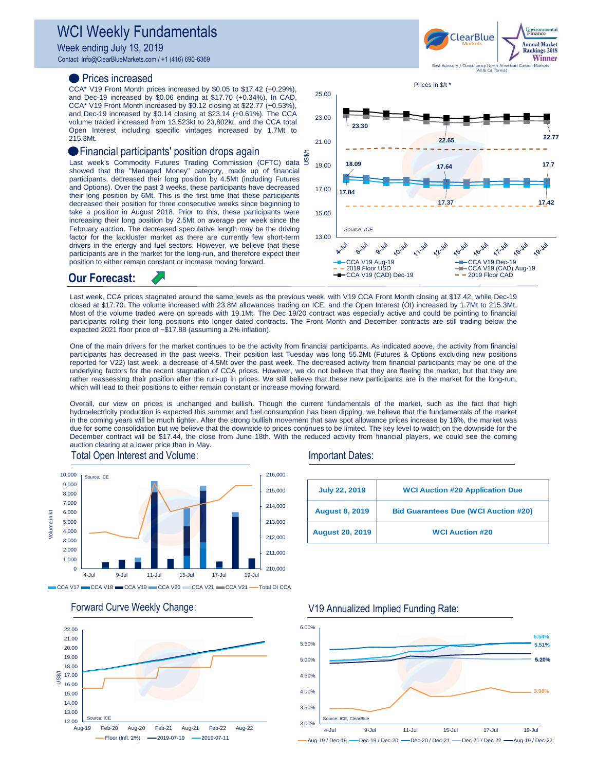# WCI Weekly Fundamentals

Week ending July 19, 2019

Contact: Info@ClearBlueMarkets.com / +1 (416) 690-6369

## Prices increased

CCA* V19 Front Month prices increased by $0.05 to $17.42 (+0.29%), and Dec-19 increased by $0.06 ending at $17.70 (+0.34%). In CAD, CCA* V19 Front Month increased by $0.12 closing at $22.77 (+0.53%), and Dec-19 increased by $0.14 closing at $23.14 (+0.61%). The CCA volume traded increased from 13,523kt to 23,802kt, and the CCA total Open Interest including specific vintages increased by 1.7Mt to 215.3Mt.

## Financial participants' position drops again

Last week's Commodity Futures Trading Commission (CFTC) data showed that the "Managed Money" category, made up of financial participants, decreased their long position by 4.5Mt (including Futures and Options). Over the past 3 weeks, these participants have decreased their long position by 6Mt. This is the first time that these participants decreased their position for three consecutive weeks since beginning to take a position in August 2018. Prior to this, these participants were increasing their long position by 2.5Mt on average per week since the February auction. The decreased speculative length may be the driving factor for the lackluster market as there are currently few short-term drivers in the energy and fuel sectors. However, we believe that these participants are in the market for the long-run, and therefore expect their position to either remain constant or increase moving forward.

## Our Forecast:

Last week, CCA prices stagnated around the same levels as the previous week, with V19 CCA Front Month closing at $17.42, while Dec-19 closed at $17.70. The volume increased with 23.8M allowances trading on ICE, and the Open Interest (OI) increased by 1.7Mt to 215.3Mt. Most of the volume traded were on spreads with 19.1Mt. The Dec 19/20 contract was especially active and could be pointing to financial participants rolling their long positions into longer dated contracts. The Front Month and December contracts are still trading below the expected 2021 floor price of ~$17.88 (assuming a 2% inflation).

One of the main drivers for the market continues to be the activity from financial participants. As indicated above, the activity from financial participants has decreased in the past weeks. Their position last Tuesday was long 55.2Mt (Futures & Options excluding new positions reported for V22) last week, a decrease of 4.5Mt over the past week. The decreased activity from financial participants may be one of the underlying factors for the recent stagnation of CCA prices. However, we do not believe that they are fleeing the market, but that they are rather reassessing their position after the run-up in prices. We still believe that these new participants are in the market for the long-run, which will lead to their positions to either remain constant or increase moving forward.

Overall, our view on prices is unchanged and bullish. Though the current fundamentals of the market, such as the fact that high hydroelectricity production is expected this summer and fuel consumption has been dipping, we believe that the fundamentals of the market in the coming years will be much tighter. After the strong bullish movement that saw spot allowance prices increase by 16%, the market was due for some consolidation but we believe that the downside to prices continues to be limited. The key level to watch on the downside for the December contract will be $17.44, the close from June 18th. With the reduced activity from financial players, we could see the coming auction clearing at a lower price than in May.

## Total Open Interest and Volume:

## Important Dates:

| | |
|---|---|
| July 22, 2019 | WCI Auction #20 Application Due |
| August 8, 2019 | Bid Guarantees Due (WCI Auction #20) |
| August 20, 2019 | WCI Auction #20 |

## Forward Curve Weekly Change:

## V19 Annualized Implied Funding Rate: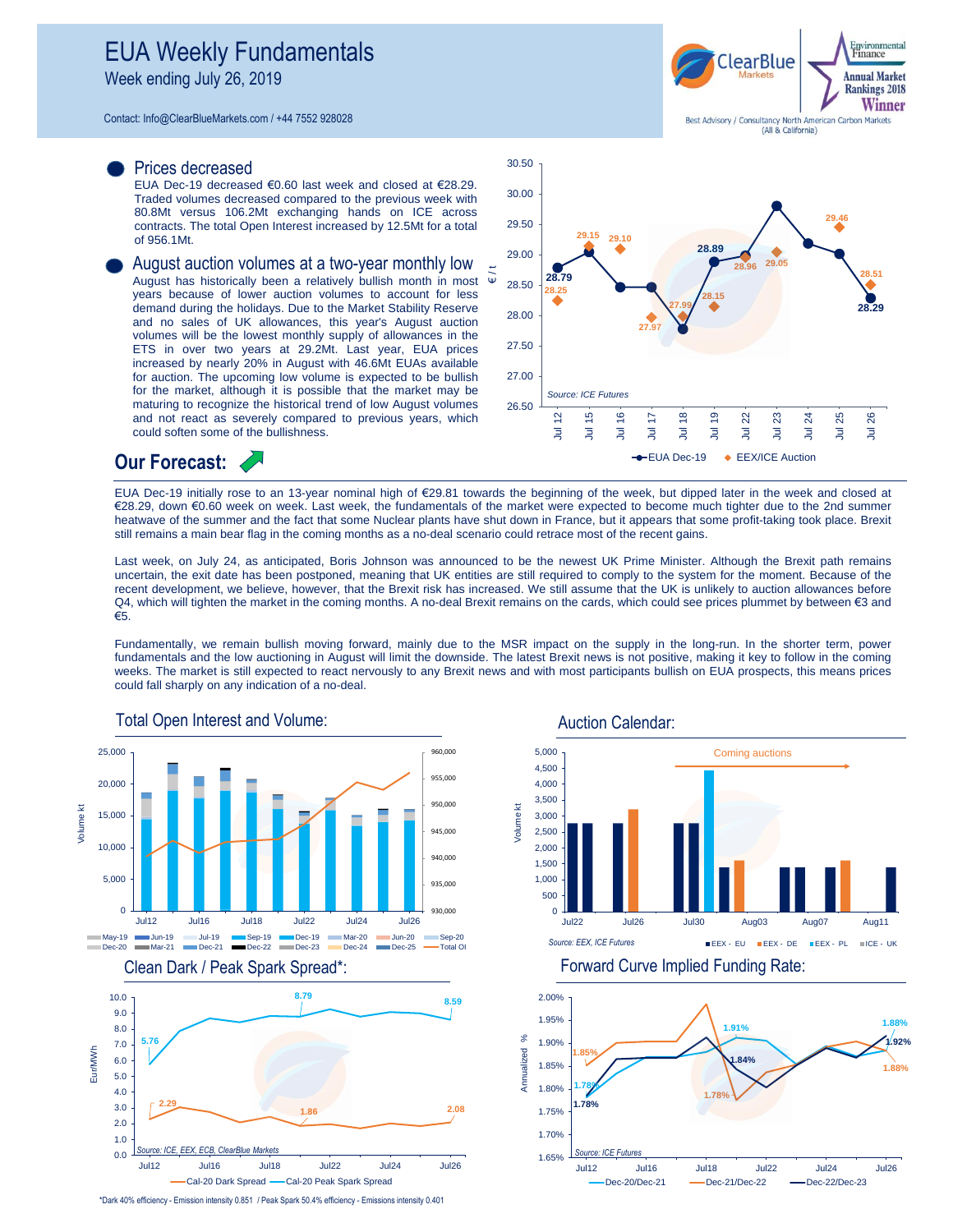# EUA Weekly Fundamentals

Week ending July 26, 2019

Contact: Info@ClearBlueMarkets.com / +44 7552 928028

## Prices decreased

EUA Dec-19 decreased €0.60 last week and closed at €28.29. Traded volumes decreased compared to the previous week with 80.8Mt versus 106.2Mt exchanging hands on ICE across contracts. The total Open Interest increased by 12.5Mt for a total of 956.1Mt.

## August auction volumes at a two-year monthly low

August has historically been a relatively bullish month in most years because of lower auction volumes to account for less demand during the holidays. Due to the Market Stability Reserve and no sales of UK allowances, this year's August auction volumes will be the lowest monthly supply of allowances in the ETS in over two years at 29.2Mt. Last year, EUA prices increased by nearly 20% in August with 46.6Mt EUAs available for auction. The upcoming low volume is expected to be bullish for the market, although it is possible that the market may be maturing to recognize the historical trend of low August volumes and not react as severely compared to previous years, which could soften some of the bullishness.

Source: ICE Futures

## Our Forecast:

EUA Dec-19 initially rose to an 13-year nominal high of €29.81 towards the beginning of the week, but dipped later in the week and closed at €28.29, down €0.60 on week. Last week, the fundamentals of the market were expected to become much tighter due to the 2nd summer heatwave of the summer and the fact that some Nuclear plants have shut down in France, but it appears that some profit-taking took place. Brexit still remains a main bear flag in the coming months as a no-deal scenario could retrace most of the recent gains.

Last week, on July 24, as anticipated, Boris Johnson was announced to be the newest UK Prime Minister. Although the Brexit path remains uncertain, the exit date has been postponed, meaning that UK entities are still required to comply to the system for the moment. Because of the recent development, we believe, however, that the Brexit risk has increased. We still assume that the UK is unlikely to auction allowances before Q4, which will tighten the market in the coming months. A no-deal Brexit remains on the cards, which could see prices plummet by between €3 and €5.

Fundamentally, we remain bullish moving forward, mainly due to the MSR impact on the supply in the long-run. In the shorter term, power fundamentals and the low auctioning in August will limit the downside. The latest Brexit news is not positive, making it key to follow in the coming weeks. The market is still expected to react nervously to any Brexit news and with most participants bullish on EUA prospects, this means prices could fall sharply on any indication of a no-deal.

### Total Open Interest and Volume:

### Auction Calendar:

Source: EEX, ICE Futures

### Clean Dark / Peak Spark Spread*:

Source: ICE, EEX, ECB, ClearBlue Markets

### Forward Curve Implied Funding Rate:

Source: ICE Futures

*Dark 40% efficiency - Emission intensity 0.851 / Peak Spark 50.4% efficiency - Emissions intensity 0.401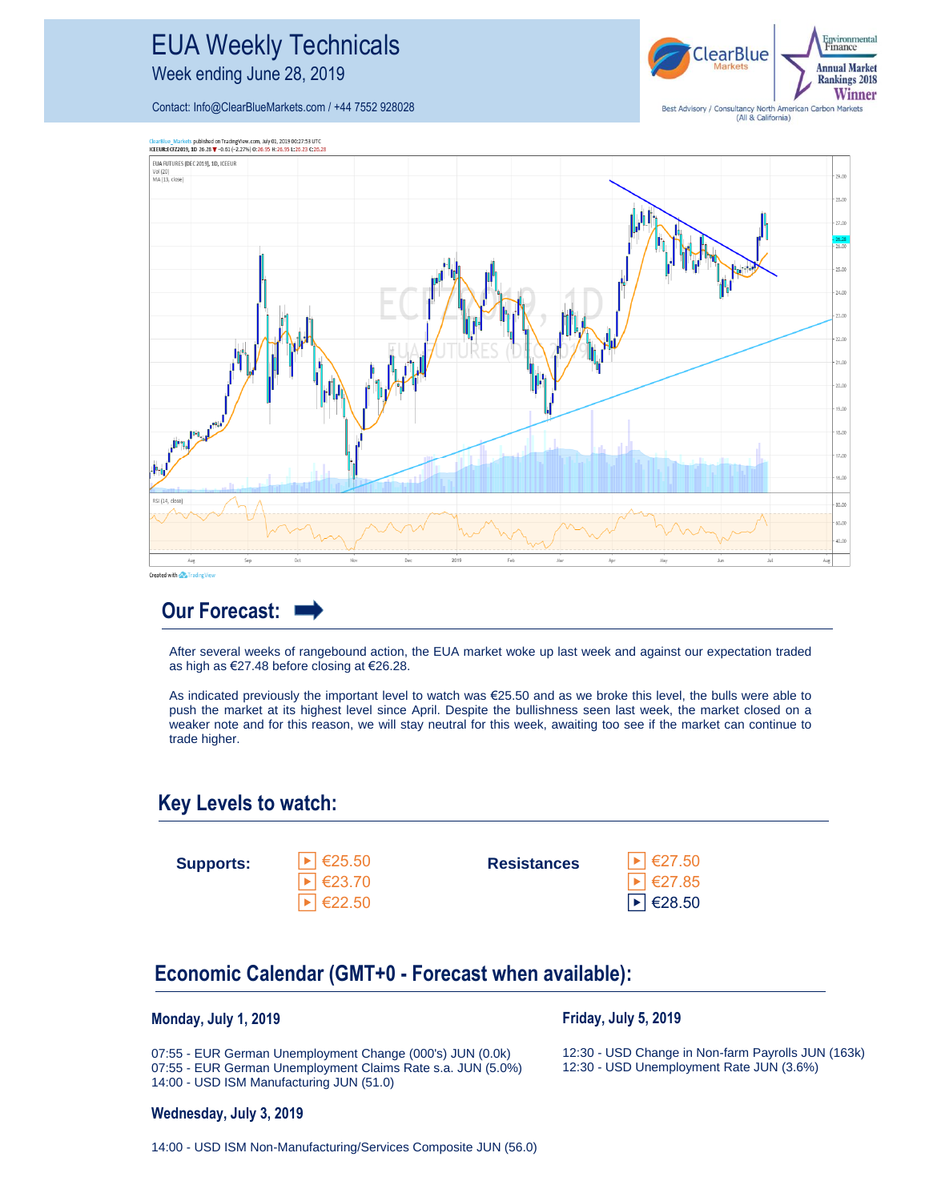# EUA Weekly Technicals

Week ending June 28, 2019

Contact: Info@ClearBlueMarkets.com / +44 7552 928028

ClearBlue Markets

Environmental Finance Annual Market Rankings 2018 Winner

Best Advisory / Consultancy North American Carbon Markets (All & California)

ClearBlue_Markets published on TradingView.com, July 01, 2019 00:27:53 UTC
ICEEUR:ECFZ2019, 1D 26.28 ▼ −0.61 (−2.27%) O:26.95 H:26.95 L:26.23 C:26.28

EUA FUTURES (DEC 2019), 1D, ICEEUR
Vol (20)
MA (13, close)

RSI (14, close)

Created with TradingView

## Our Forecast:

After several weeks of rangebound action, the EUA market woke up last week and against our expectation traded as high as €27.48 before closing at €26.28.

As indicated previously the important level to watch was €25.50 and as we broke this level, the bulls were able to push the market at its highest level since April. Despite the bullishness seen last week, the market closed on a weaker note and for this reason, we will stay neutral for this week, awaiting too see if the market can continue to trade higher.

## Key Levels to watch:

| Supports: | | Resistances | |
|---|---|---|---|
| | €25.50 | | €27.50 |
| | €23.70 | | €27.85 |
| | €22.50 | | €28.50 |

## Economic Calendar (GMT+0 - Forecast when available):

### Monday, July 1, 2019

07:55 - EUR German Unemployment Change (000's) JUN (0.0k)
07:55 - EUR German Unemployment Claims Rate s.a. JUN (5.0%)
14:00 - USD ISM Manufacturing JUN (51.0)

### Wednesday, July 3, 2019

14:00 - USD ISM Non-Manufacturing/Services Composite JUN (56.0)

### Friday, July 5, 2019

12:30 - USD Change in Non-farm Payrolls JUN (163k)
12:30 - USD Unemployment Rate JUN (3.6%)